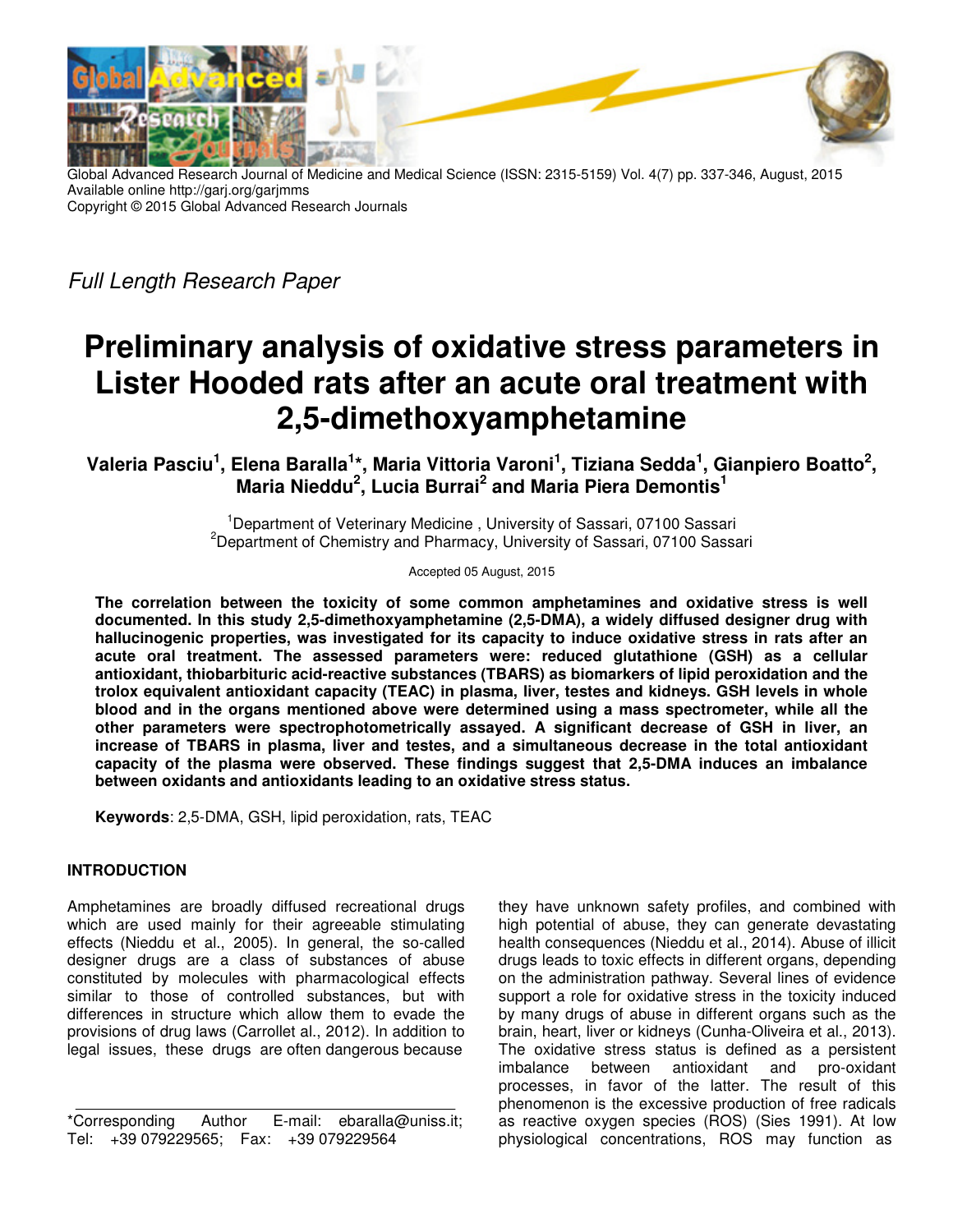Global Advanced Research Journal of Medicine and Medical Science (ISSN: 2315-5159) Vol. 4(7) pp. 337-346, August, 2015
Available online http://garj.org/garjmms
Copyright © 2015 Global Advanced Research Journals

*Full Length Research Paper*

# Preliminary analysis of oxidative stress parameters in Lister Hooded rats after an acute oral treatment with 2,5-dimethoxyamphetamine

**Valeria Pasciu[1], Elena Baralla[1]*, Maria Vittoria Varoni[1], Tiziana Sedda[1], Gianpiero Boatto[2], Maria Nieddu[2], Lucia Burrai[2] and Maria Piera Demontis[1]**

[1]Department of Veterinary Medicine , University of Sassari, 07100 Sassari
[2]Department of Chemistry and Pharmacy, University of Sassari, 07100 Sassari

Accepted 05 August, 2015

**The correlation between the toxicity of some common amphetamines and oxidative stress is well documented. In this study 2,5-dimethoxyamphetamine (2,5-DMA), a widely diffused designer drug with hallucinogenic properties, was investigated for its capacity to induce oxidative stress in rats after an acute oral treatment. The assessed parameters were: reduced glutathione (GSH) as a cellular antioxidant, thiobarbituric acid-reactive substances (TBARS) as biomarkers of lipid peroxidation and the trolox equivalent antioxidant capacity (TEAC) in plasma, liver, testes and kidneys. GSH levels in whole blood and in the organs mentioned above were determined using a mass spectrometer, while all the other parameters were spectrophotometrically assayed. A significant decrease of GSH in liver, an increase of TBARS in plasma, liver and testes, and a simultaneous decrease in the total antioxidant capacity of the plasma were observed. These findings suggest that 2,5-DMA induces an imbalance between oxidants and antioxidants leading to an oxidative stress status.**

**Keywords**: 2,5-DMA, GSH, lipid peroxidation, rats, TEAC

## INTRODUCTION

Amphetamines are broadly diffused recreational drugs which are used mainly for their agreeable stimulating effects (Nieddu et al., 2005). In general, the so-called designer drugs are a class of substances of abuse constituted by molecules with pharmacological effects similar to those of controlled substances, but with differences in structure which allow them to evade the provisions of drug laws (Carrollet al., 2012). In addition to legal issues, these drugs are often dangerous because they have unknown safety profiles, and combined with high potential of abuse, they can generate devastating health consequences (Nieddu et al., 2014). Abuse of illicit drugs leads to toxic effects in different organs, depending on the administration pathway. Several lines of evidence support a role for oxidative stress in the toxicity induced by many drugs of abuse in different organs such as the brain, heart, liver or kidneys (Cunha-Oliveira et al., 2013). The oxidative stress status is defined as a persistent imbalance between antioxidant and pro-oxidant processes, in favor of the latter. The result of this phenomenon is the excessive production of free radicals as reactive oxygen species (ROS) (Sies 1991). At low physiological concentrations, ROS may function as

*Corresponding Author E-mail: ebaralla@uniss.it; Tel: +39 079229565; Fax: +39 079229564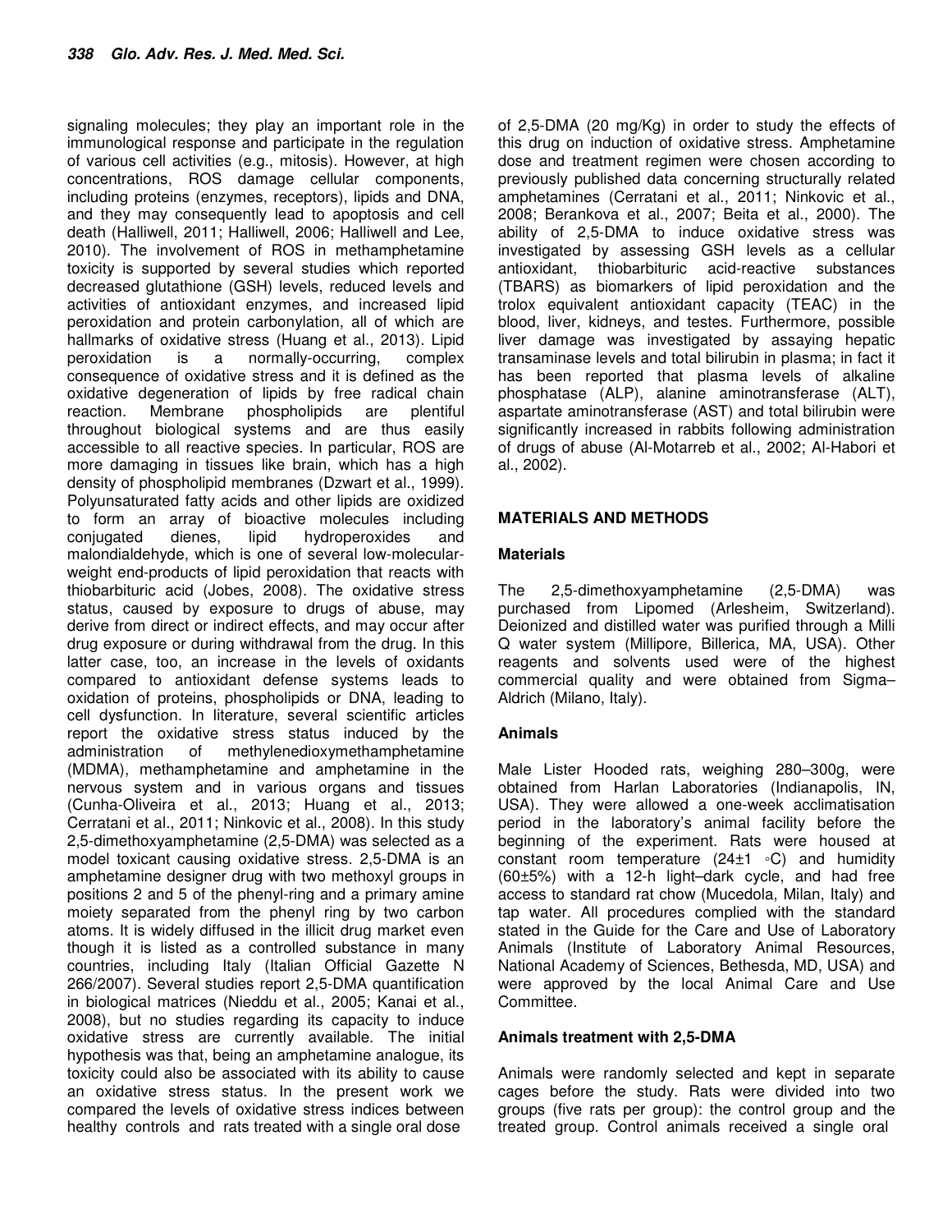signaling molecules; they play an important role in the immunological response and participate in the regulation of various cell activities (e.g., mitosis). However, at high concentrations, ROS damage cellular components, including proteins (enzymes, receptors), lipids and DNA, and they may consequently lead to apoptosis and cell death (Halliwell, 2011; Halliwell, 2006; Halliwell and Lee, 2010). The involvement of ROS in methamphetamine toxicity is supported by several studies which reported decreased glutathione (GSH) levels, reduced levels and activities of antioxidant enzymes, and increased lipid peroxidation and protein carbonylation, all of which are hallmarks of oxidative stress (Huang et al., 2013). Lipid peroxidation is a normally-occurring, complex consequence of oxidative stress and it is defined as the oxidative degeneration of lipids by free radical chain reaction. Membrane phospholipids are plentiful throughout biological systems and are thus easily accessible to all reactive species. In particular, ROS are more damaging in tissues like brain, which has a high density of phospholipid membranes (Dzwart et al., 1999). Polyunsaturated fatty acids and other lipids are oxidized to form an array of bioactive molecules including conjugated dienes, lipid hydroperoxides and malondialdehyde, which is one of several low-molecular-weight end-products of lipid peroxidation that reacts with thiobarbituric acid (Jobes, 2008). The oxidative stress status, caused by exposure to drugs of abuse, may derive from direct or indirect effects, and may occur after drug exposure or during withdrawal from the drug. In this latter case, too, an increase in the levels of oxidants compared to antioxidant defense systems leads to oxidation of proteins, phospholipids or DNA, leading to cell dysfunction. In literature, several scientific articles report the oxidative stress status induced by the administration of methylenedioxymethamphetamine (MDMA), methamphetamine and amphetamine in the nervous system and in various organs and tissues (Cunha-Oliveira et al., 2013; Huang et al., 2013; Cerratani et al., 2011; Ninkovic et al., 2008). In this study 2,5-dimethoxyamphetamine (2,5-DMA) was selected as a model toxicant causing oxidative stress. 2,5-DMA is an amphetamine designer drug with two methoxyl groups in positions 2 and 5 of the phenyl-ring and a primary amine moiety separated from the phenyl ring by two carbon atoms. It is widely diffused in the illicit drug market even though it is listed as a controlled substance in many countries, including Italy (Italian Official Gazette N 266/2007). Several studies report 2,5-DMA quantification in biological matrices (Nieddu et al., 2005; Kanai et al., 2008), but no studies regarding its capacity to induce oxidative stress are currently available. The initial hypothesis was that, being an amphetamine analogue, its toxicity could also be associated with its ability to cause an oxidative stress status. In the present work we compared the levels of oxidative stress indices between healthy controls and rats treated with a single oral dose of 2,5-DMA (20 mg/Kg) in order to study the effects of this drug on induction of oxidative stress. Amphetamine dose and treatment regimen were chosen according to previously published data concerning structurally related amphetamines (Cerratani et al., 2011; Ninkovic et al., 2008; Berankova et al., 2007; Beita et al., 2000). The ability of 2,5-DMA to induce oxidative stress was investigated by assessing GSH levels as a cellular antioxidant, thiobarbituric acid-reactive substances (TBARS) as biomarkers of lipid peroxidation and the trolox equivalent antioxidant capacity (TEAC) in the blood, liver, kidneys, and testes. Furthermore, possible liver damage was investigated by assaying hepatic transaminase levels and total bilirubin in plasma; in fact it has been reported that plasma levels of alkaline phosphatase (ALP), alanine aminotransferase (ALT), aspartate aminotransferase (AST) and total bilirubin were significantly increased in rabbits following administration of drugs of abuse (Al-Motarreb et al., 2002; Al-Habori et al., 2002).

## MATERIALS AND METHODS

### Materials

The 2,5-dimethoxyamphetamine (2,5-DMA) was purchased from Lipomed (Arlesheim, Switzerland). Deionized and distilled water was purified through a Milli Q water system (Millipore, Billerica, MA, USA). Other reagents and solvents used were of the highest commercial quality and were obtained from Sigma–Aldrich (Milano, Italy).

### Animals

Male Lister Hooded rats, weighing 280–300g, were obtained from Harlan Laboratories (Indianapolis, IN, USA). They were allowed a one-week acclimatisation period in the laboratory's animal facility before the beginning of the experiment. Rats were housed at constant room temperature (24±1 °C) and humidity (60±5%) with a 12-h light–dark cycle, and had free access to standard rat chow (Mucedola, Milan, Italy) and tap water. All procedures complied with the standard stated in the Guide for the Care and Use of Laboratory Animals (Institute of Laboratory Animal Resources, National Academy of Sciences, Bethesda, MD, USA) and were approved by the local Animal Care and Use Committee.

### Animals treatment with 2,5-DMA

Animals were randomly selected and kept in separate cages before the study. Rats were divided into two groups (five rats per group): the control group and the treated group. Control animals received a single oral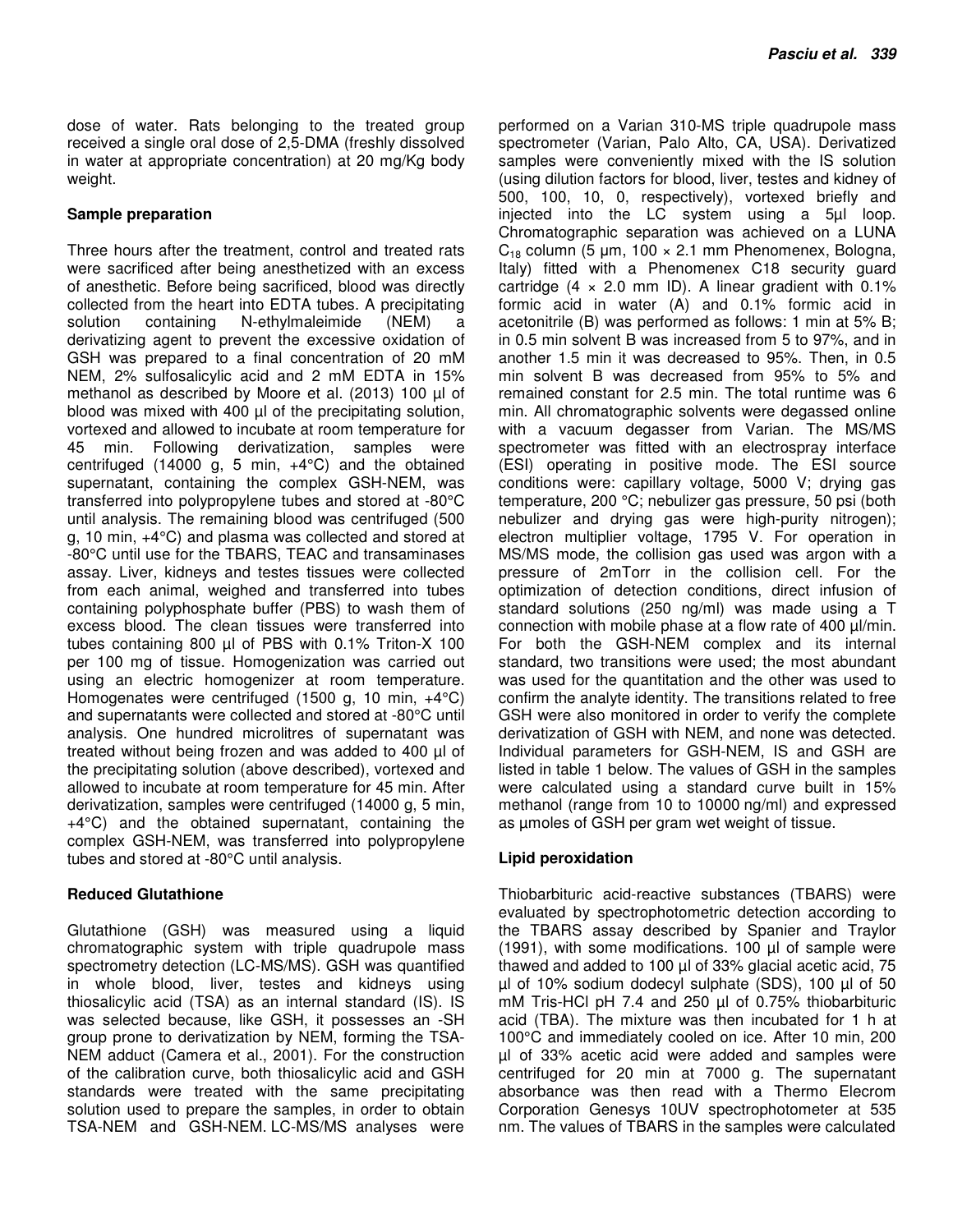dose of water. Rats belonging to the treated group received a single oral dose of 2,5-DMA (freshly dissolved in water at appropriate concentration) at 20 mg/Kg body weight.

**Sample preparation**

Three hours after the treatment, control and treated rats were sacrificed after being anesthetized with an excess of anesthetic. Before being sacrificed, blood was directly collected from the heart into EDTA tubes. A precipitating solution containing N-ethylmaleimide (NEM) a derivatizing agent to prevent the excessive oxidation of GSH was prepared to a final concentration of 20 mM NEM, 2% sulfosalicylic acid and 2 mM EDTA in 15% methanol as described by Moore et al. (2013) 100 µl of blood was mixed with 400 µl of the precipitating solution, vortexed and allowed to incubate at room temperature for 45 min. Following derivatization, samples were centrifuged (14000 g, 5 min, +4°C) and the obtained supernatant, containing the complex GSH-NEM, was transferred into polypropylene tubes and stored at -80°C until analysis. The remaining blood was centrifuged (500 g, 10 min, +4°C) and plasma was collected and stored at -80°C until use for the TBARS, TEAC and transaminases assay. Liver, kidneys and testes tissues were collected from each animal, weighed and transferred into tubes containing polyphosphate buffer (PBS) to wash them of excess blood. The clean tissues were transferred into tubes containing 800 µl of PBS with 0.1% Triton-X 100 per 100 mg of tissue. Homogenization was carried out using an electric homogenizer at room temperature. Homogenates were centrifuged (1500 g, 10 min, +4°C) and supernatants were collected and stored at -80°C until analysis. One hundred microlitres of supernatant was treated without being frozen and was added to 400 µl of the precipitating solution (above described), vortexed and allowed to incubate at room temperature for 45 min. After derivatization, samples were centrifuged (14000 g, 5 min, +4°C) and the obtained supernatant, containing the complex GSH-NEM, was transferred into polypropylene tubes and stored at -80°C until analysis.

**Reduced Glutathione**

Glutathione (GSH) was measured using a liquid chromatographic system with triple quadrupole mass spectrometry detection (LC-MS/MS). GSH was quantified in whole blood, liver, testes and kidneys using thiosalicylic acid (TSA) as an internal standard (IS). IS was selected because, like GSH, it possesses an -SH group prone to derivatization by NEM, forming the TSA-NEM adduct (Camera et al., 2001). For the construction of the calibration curve, both thiosalicylic acid and GSH standards were treated with the same precipitating solution used to prepare the samples, in order to obtain TSA-NEM and GSH-NEM. LC-MS/MS analyses were performed on a Varian 310-MS triple quadrupole mass spectrometer (Varian, Palo Alto, CA, USA). Derivatized samples were conveniently mixed with the IS solution (using dilution factors for blood, liver, testes and kidney of 500, 100, 10, 0, respectively), vortexed briefly and injected into the LC system using a 5µl loop. Chromatographic separation was achieved on a LUNA $C_{18}$ column (5 µm, 100 × 2.1 mm Phenomenex, Bologna, Italy) fitted with a Phenomenex C18 security guard cartridge (4 × 2.0 mm ID). A linear gradient with 0.1% formic acid in water (A) and 0.1% formic acid in acetonitrile (B) was performed as follows: 1 min at 5% B; in 0.5 min solvent B was increased from 5 to 97%, and in another 1.5 min it was decreased to 95%. Then, in 0.5 min solvent B was decreased from 95% to 5% and remained constant for 2.5 min. The total runtime was 6 min. All chromatographic solvents were degassed online with a vacuum degasser from Varian. The MS/MS spectrometer was fitted with an electrospray interface (ESI) operating in positive mode. The ESI source conditions were: capillary voltage, 5000 V; drying gas temperature, 200 °C; nebulizer gas pressure, 50 psi (both nebulizer and drying gas were high-purity nitrogen); electron multiplier voltage, 1795 V. For operation in MS/MS mode, the collision gas used was argon with a pressure of 2mTorr in the collision cell. For the optimization of detection conditions, direct infusion of standard solutions (250 ng/ml) was made using a T connection with mobile phase at a flow rate of 400 µl/min. For both the GSH-NEM complex and its internal standard, two transitions were used; the most abundant was used for the quantitation and the other was used to confirm the analyte identity. The transitions related to free GSH were also monitored in order to verify the complete derivatization of GSH with NEM, and none was detected. Individual parameters for GSH-NEM, IS and GSH are listed in table 1 below. The values of GSH in the samples were calculated using a standard curve built in 15% methanol (range from 10 to 10000 ng/ml) and expressed as µmoles of GSH per gram wet weight of tissue.

**Lipid peroxidation**

Thiobarbituric acid-reactive substances (TBARS) were evaluated by spectrophotometric detection according to the TBARS assay described by Spanier and Traylor (1991), with some modifications. 100 µl of sample were thawed and added to 100 µl of 33% glacial acetic acid, 75 µl of 10% sodium dodecyl sulphate (SDS), 100 µl of 50 mM Tris-HCl pH 7.4 and 250 µl of 0.75% thiobarbituric acid (TBA). The mixture was then incubated for 1 h at 100°C and immediately cooled on ice. After 10 min, 200 µl of 33% acetic acid were added and samples were centrifuged for 20 min at 7000 g. The supernatant absorbance was then read with a Thermo Elecrom Corporation Genesys 10UV spectrophotometer at 535 nm. The values of TBARS in the samples were calculated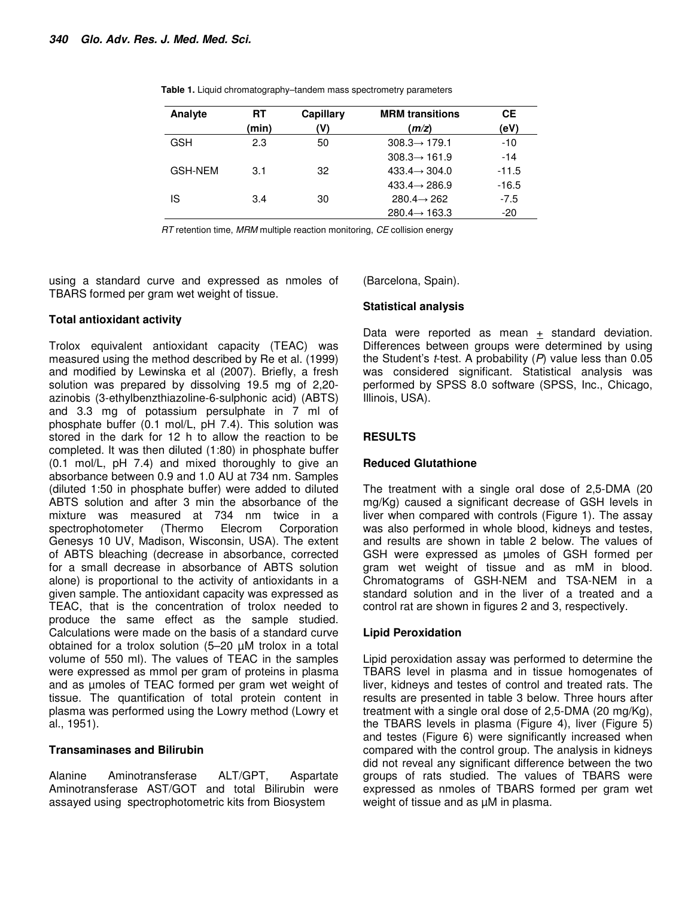**Table 1.** Liquid chromatography–tandem mass spectrometry parameters

| Analyte | RT (min) | Capillary (V) | MRM transitions (*m/z*) | CE (eV) |
|---|---|---|---|---|
| GSH | 2.3 | 50 | 308.3→ 179.1 | -10 |
| | | | 308.3→ 161.9 | -14 |
| GSH-NEM | 3.1 | 32 | 433.4→ 304.0 | -11.5 |
| | | | 433.4→ 286.9 | -16.5 |
| IS | 3.4 | 30 | 280.4→ 262 | -7.5 |
| | | | 280.4→ 163.3 | -20 |

*RT* retention time, *MRM* multiple reaction monitoring, *CE* collision energy

using a standard curve and expressed as nmoles of TBARS formed per gram wet weight of tissue.

### Total antioxidant activity

Trolox equivalent antioxidant capacity (TEAC) was measured using the method described by Re et al. (1999) and modified by Lewinska et al (2007). Briefly, a fresh solution was prepared by dissolving 19.5 mg of 2,20-azinobis (3-ethylbenzthiazoline-6-sulphonic acid) (ABTS) and 3.3 mg of potassium persulphate in 7 ml of phosphate buffer (0.1 mol/L, pH 7.4). This solution was stored in the dark for 12 h to allow the reaction to be completed. It was then diluted (1:80) in phosphate buffer (0.1 mol/L, pH 7.4) and mixed thoroughly to give an absorbance between 0.9 and 1.0 AU at 734 nm. Samples (diluted 1:50 in phosphate buffer) were added to diluted ABTS solution and after 3 min the absorbance of the mixture was measured at 734 nm twice in a spectrophotometer (Thermo Elecrom Corporation Genesys 10 UV, Madison, Wisconsin, USA). The extent of ABTS bleaching (decrease in absorbance, corrected for a small decrease in absorbance of ABTS solution alone) is proportional to the activity of antioxidants in a given sample. The antioxidant capacity was expressed as TEAC, that is the concentration of trolox needed to produce the same effect as the sample studied. Calculations were made on the basis of a standard curve obtained for a trolox solution (5–20 µM trolox in a total volume of 550 ml). The values of TEAC in the samples were expressed as mmol per gram of proteins in plasma and as µmoles of TEAC formed per gram wet weight of tissue. The quantification of total protein content in plasma was performed using the Lowry method (Lowry et al., 1951).

### Transaminases and Bilirubin

Alanine Aminotransferase ALT/GPT, Aspartate Aminotransferase AST/GOT and total Bilirubin were assayed using spectrophotometric kits from Biosystem (Barcelona, Spain).

### Statistical analysis

Data were reported as mean ± standard deviation. Differences between groups were determined by using the Student's *t*-test. A probability ($P$) value less than 0.05 was considered significant. Statistical analysis was performed by SPSS 8.0 software (SPSS, Inc., Chicago, Illinois, USA).

## RESULTS

### Reduced Glutathione

The treatment with a single oral dose of 2,5-DMA (20 mg/Kg) caused a significant decrease of GSH levels in liver when compared with controls (Figure 1). The assay was also performed in whole blood, kidneys and testes, and results are shown in table 2 below. The values of GSH were expressed as µmoles of GSH formed per gram wet weight of tissue and as mM in blood. Chromatograms of GSH-NEM and TSA-NEM in a standard solution and in the liver of a treated and a control rat are shown in figures 2 and 3, respectively.

### Lipid Peroxidation

Lipid peroxidation assay was performed to determine the TBARS level in plasma and in tissue homogenates of liver, kidneys and testes of control and treated rats. The results are presented in table 3 below. Three hours after treatment with a single oral dose of 2,5-DMA (20 mg/Kg), the TBARS levels in plasma (Figure 4), liver (Figure 5) and testes (Figure 6) were significantly increased when compared with the control group. The analysis in kidneys did not reveal any significant difference between the two groups of rats studied. The values of TBARS were expressed as nmoles of TBARS formed per gram wet weight of tissue and as µM in plasma.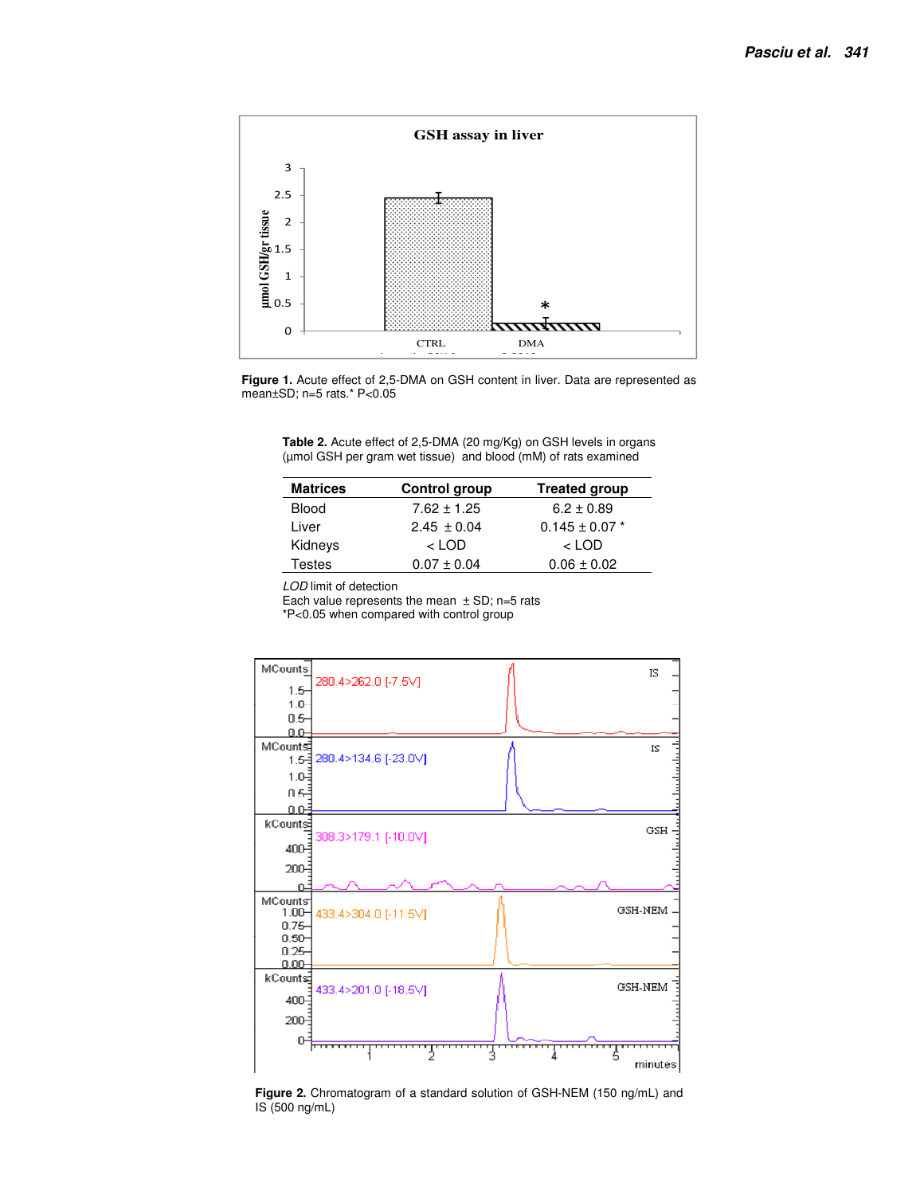**Figure 1.** Acute effect of 2,5-DMA on GSH content in liver. Data are represented as mean±SD; n=5 rats.* P<0.05

**Table 2.** Acute effect of 2,5-DMA (20 mg/Kg) on GSH levels in organs (µmol GSH per gram wet tissue) and blood (mM) of rats examined

| Matrices | Control group | Treated group |
|---|---|---|
| Blood | 7.62 ± 1.25 | 6.2 ± 0.89 |
| Liver | 2.45 ± 0.04 | 0.145 ± 0.07 * |
| Kidneys | < LOD | < LOD |
| Testes | 0.07 ± 0.04 | 0.06 ± 0.02 |

*LOD* limit of detection
Each value represents the mean ± SD; n=5 rats
*P<0.05 when compared with control group

**Figure 2.** Chromatogram of a standard solution of GSH-NEM (150 ng/mL) and IS (500 ng/mL)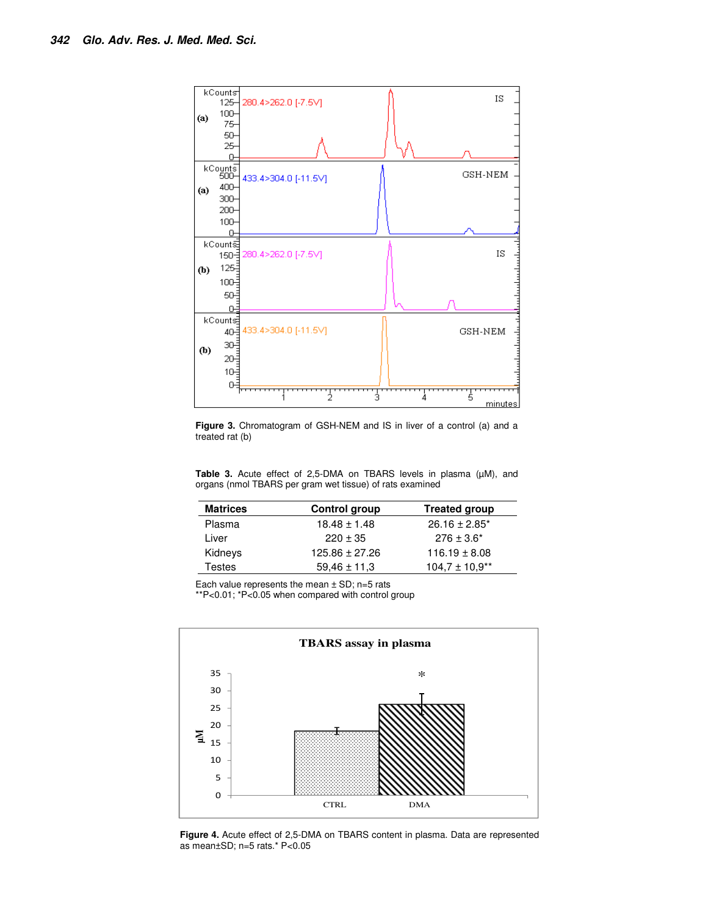**Figure 3.** Chromatogram of GSH-NEM and IS in liver of a control (a) and a treated rat (b)

**Table 3.** Acute effect of 2,5-DMA on TBARS levels in plasma (μM), and organs (nmol TBARS per gram wet tissue) of rats examined

| Matrices | Control group | Treated group |
|---|---|---|
| Plasma | 18.48 ± 1.48 | 26.16 ± 2.85* |
| Liver | 220 ± 35 | 276 ± 3.6* |
| Kidneys | 125.86 ± 27.26 | 116.19 ± 8.08 |
| Testes | 59,46 ± 11,3 | 104,7 ± 10,9** |

Each value represents the mean ± SD; n=5 rats
**P<0.01; *P<0.05 when compared with control group

**Figure 4.** Acute effect of 2,5-DMA on TBARS content in plasma. Data are represented as mean±SD; n=5 rats.* P<0.05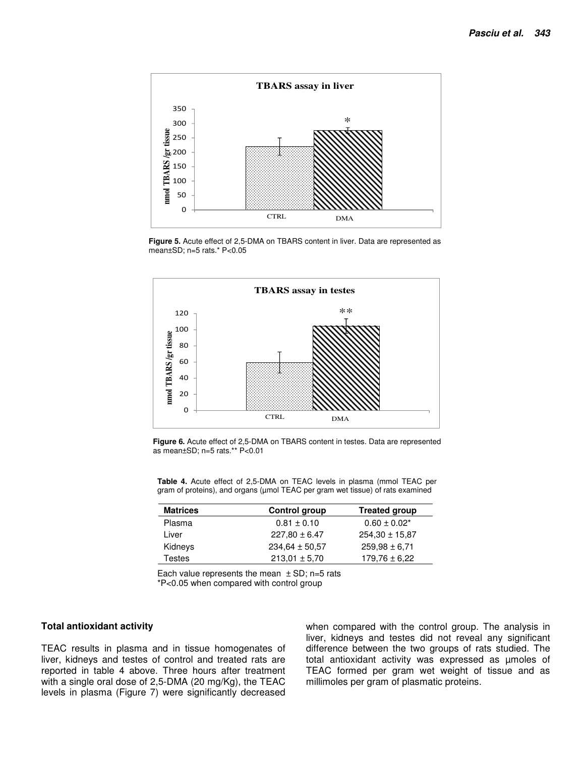**Figure 5.** Acute effect of 2,5-DMA on TBARS content in liver. Data are represented as mean±SD; n=5 rats.* P<0.05

**Figure 6.** Acute effect of 2,5-DMA on TBARS content in testes. Data are represented as mean±SD; n=5 rats.** P<0.01

**Table 4.** Acute effect of 2,5-DMA on TEAC levels in plasma (mmol TEAC per gram of proteins), and organs (µmol TEAC per gram wet tissue) of rats examined

| Matrices | Control group | Treated group |
|---|---|---|
| Plasma | 0.81 ± 0.10 | 0.60 ± 0.02* |
| Liver | 227,80 ± 6.47 | 254,30 ± 15,87 |
| Kidneys | 234,64 ± 50,57 | 259,98 ± 6,71 |
| Testes | 213,01 ± 5,70 | 179,76 ± 6,22 |

Each value represents the mean ± SD; n=5 rats
*P<0.05 when compared with control group

**Total antioxidant activity**

TEAC results in plasma and in tissue homogenates of liver, kidneys and testes of control and treated rats are reported in table 4 above. Three hours after treatment with a single oral dose of 2,5-DMA (20 mg/Kg), the TEAC levels in plasma (Figure 7) were significantly decreased when compared with the control group. The analysis in liver, kidneys and testes did not reveal any significant difference between the two groups of rats studied. The total antioxidant activity was expressed as µmoles of TEAC formed per gram wet weight of tissue and as millimoles per gram of plasmatic proteins.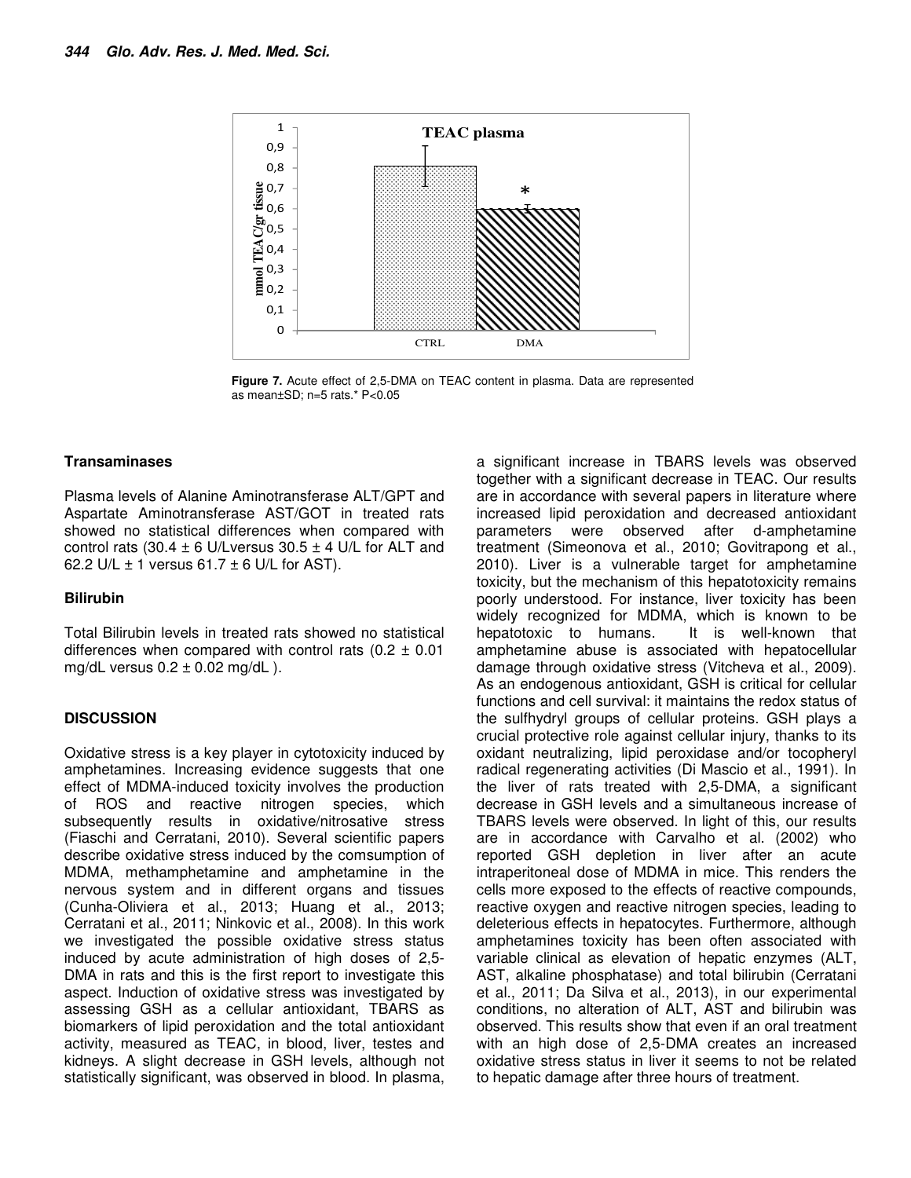**Figure 7.** Acute effect of 2,5-DMA on TEAC content in plasma. Data are represented as mean±SD; n=5 rats.* P<0.05

### Transaminases

Plasma levels of Alanine Aminotransferase ALT/GPT and Aspartate Aminotransferase AST/GOT in treated rats showed no statistical differences when compared with control rats (30.4 ± 6 U/Lversus 30.5 ± 4 U/L for ALT and 62.2 U/L ± 1 versus 61.7 ± 6 U/L for AST).

### Bilirubin

Total Bilirubin levels in treated rats showed no statistical differences when compared with control rats (0.2 ± 0.01 mg/dL versus 0.2 ± 0.02 mg/dL ).

## DISCUSSION

Oxidative stress is a key player in cytotoxicity induced by amphetamines. Increasing evidence suggests that one effect of MDMA-induced toxicity involves the production of ROS and reactive nitrogen species, which subsequently results in oxidative/nitrosative stress (Fiaschi and Cerratani, 2010). Several scientific papers describe oxidative stress induced by the comsumption of MDMA, methamphetamine and amphetamine in the nervous system and in different organs and tissues (Cunha-Oliviera et al., 2013; Huang et al., 2013; Cerratani et al., 2011; Ninkovic et al., 2008). In this work we investigated the possible oxidative stress status induced by acute administration of high doses of 2,5-DMA in rats and this is the first report to investigate this aspect. Induction of oxidative stress was investigated by assessing GSH as a cellular antioxidant, TBARS as biomarkers of lipid peroxidation and the total antioxidant activity, measured as TEAC, in blood, liver, testes and kidneys. A slight decrease in GSH levels, although not statistically significant, was observed in blood. In plasma, a significant increase in TBARS levels was observed together with a significant decrease in TEAC. Our results are in accordance with several papers in literature where increased lipid peroxidation and decreased antioxidant parameters were observed after d-amphetamine treatment (Simeonova et al., 2010; Govitrapong et al., 2010). Liver is a vulnerable target for amphetamine toxicity, but the mechanism of this hepatotoxicity remains poorly understood. For instance, liver toxicity has been widely recognized for MDMA, which is known to be hepatotoxic to humans. It is well-known that amphetamine abuse is associated with hepatocellular damage through oxidative stress (Vitcheva et al., 2009). As an endogenous antioxidant, GSH is critical for cellular functions and cell survival: it maintains the redox status of the sulfhydryl groups of cellular proteins. GSH plays a crucial protective role against cellular injury, thanks to its oxidant neutralizing, lipid peroxidase and/or tocopheryl radical regenerating activities (Di Mascio et al., 1991). In the liver of rats treated with 2,5-DMA, a significant decrease in GSH levels and a simultaneous increase of TBARS levels were observed. In light of this, our results are in accordance with Carvalho et al. (2002) who reported GSH depletion in liver after an acute intraperitoneal dose of MDMA in mice. This renders the cells more exposed to the effects of reactive compounds, reactive oxygen and reactive nitrogen species, leading to deleterious effects in hepatocytes. Furthermore, although amphetamines toxicity has been often associated with variable clinical as elevation of hepatic enzymes (ALT, AST, alkaline phosphatase) and total bilirubin (Cerratani et al., 2011; Da Silva et al., 2013), in our experimental conditions, no alteration of ALT, AST and bilirubin was observed. This results show that even if an oral treatment with an high dose of 2,5-DMA creates an increased oxidative stress status in liver it seems to not be related to hepatic damage after three hours of treatment.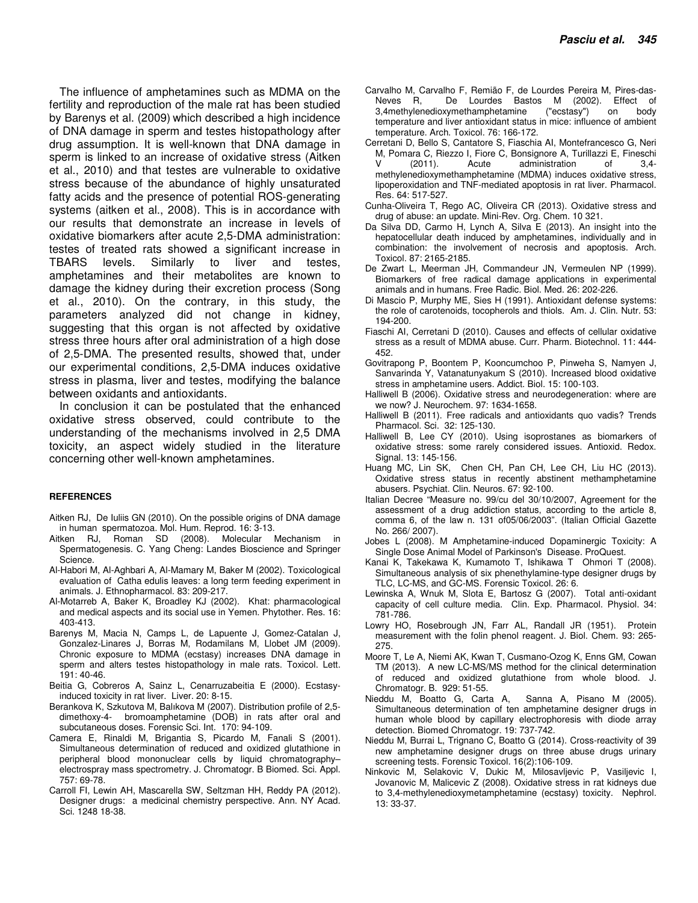The influence of amphetamines such as MDMA on the fertility and reproduction of the male rat has been studied by Barenys et al. (2009) which described a high incidence of DNA damage in sperm and testes histopathology after drug assumption. It is well-known that DNA damage in sperm is linked to an increase of oxidative stress (Aitken et al., 2010) and that testes are vulnerable to oxidative stress because of the abundance of highly unsaturated fatty acids and the presence of potential ROS-generating systems (aitken et al., 2008). This is in accordance with our results that demonstrate an increase in levels of oxidative biomarkers after acute 2,5-DMA administration: testes of treated rats showed a significant increase in TBARS levels. Similarly to liver and testes, amphetamines and their metabolites are known to damage the kidney during their excretion process (Song et al., 2010). On the contrary, in this study, the parameters analyzed did not change in kidney, suggesting that this organ is not affected by oxidative stress three hours after oral administration of a high dose of 2,5-DMA. The presented results, showed that, under our experimental conditions, 2,5-DMA induces oxidative stress in plasma, liver and testes, modifying the balance between oxidants and antioxidants.

In conclusion it can be postulated that the enhanced oxidative stress observed, could contribute to the understanding of the mechanisms involved in 2,5 DMA toxicity, an aspect widely studied in the literature concerning other well-known amphetamines.

**REFERENCES**

Aitken RJ, De Iuliis GN (2010). On the possible origins of DNA damage in human spermatozoa. Mol. Hum. Reprod. 16: 3-13.

Aitken RJ, Roman SD (2008). Molecular Mechanism in Spermatogenesis. C. Yang Cheng: Landes Bioscience and Springer Science.

Al-Habori M, Al-Aghbari A, Al-Mamary M, Baker M (2002). Toxicological evaluation of Catha edulis leaves: a long term feeding experiment in animals. J. Ethnopharmacol. 83: 209-217.

Al-Motarreb A, Baker K, Broadley KJ (2002). Khat: pharmacological and medical aspects and its social use in Yemen. Phytother. Res. 16: 403-413.

Barenys M, Macia N, Camps L, de Lapuente J, Gomez-Catalan J, Gonzalez-Linares J, Borras M, Rodamilans M, Llobet JM (2009). Chronic exposure to MDMA (ecstasy) increases DNA damage in sperm and alters testes histopathology in male rats. Toxicol. Lett. 191: 40-46.

Beitia G, Cobreros A, Sainz L, Cenarruzabeitia E (2000). Ecstasy-induced toxicity in rat liver. Liver. 20: 8-15.

Berankova K, Szkutova M, Balıkova M (2007). Distribution profile of 2,5-dimethoxy-4- bromoamphetamine (DOB) in rats after oral and subcutaneous doses. Forensic Sci. Int. 170: 94-109.

Camera E, Rinaldi M, Brigantia S, Picardo M, Fanali S (2001). Simultaneous determination of reduced and oxidized glutathione in peripheral blood mononuclear cells by liquid chromatography–electrospray mass spectrometry. J. Chromatogr. B Biomed. Sci. Appl. 757: 69-78.

Carroll FI, Lewin AH, Mascarella SW, Seltzman HH, Reddy PA (2012). Designer drugs: a medicinal chemistry perspective. Ann. NY Acad. Sci. 1248 18-38.

Carvalho M, Carvalho F, Remião F, de Lourdes Pereira M, Pires-das-Neves R, De Lourdes Bastos M (2002). Effect of 3,4methylenedioxymethamphetamine ("ecstasy") on body temperature and liver antioxidant status in mice: influence of ambient temperature. Arch. Toxicol. 76: 166-172.

Cerretani D, Bello S, Cantatore S, Fiaschia AI, Montefrancesco G, Neri M, Pomara C, Riezzo I, Fiore C, Bonsignore A, Turillazzi E, Fineschi V (2011). Acute administration of 3,4-methylenedioxymethamphetamine (MDMA) induces oxidative stress, lipoperoxidation and TNF-mediated apoptosis in rat liver. Pharmacol. Res. 64: 517-527.

Cunha-Oliveira T, Rego AC, Oliveira CR (2013). Oxidative stress and drug of abuse: an update. Mini-Rev. Org. Chem. 10 321.

Da Silva DD, Carmo H, Lynch A, Silva E (2013). An insight into the hepatocellular death induced by amphetamines, individually and in combination: the involvement of necrosis and apoptosis. Arch. Toxicol. 87: 2165-2185.

De Zwart L, Meerman JH, Commandeur JN, Vermeulen NP (1999). Biomarkers of free radical damage applications in experimental animals and in humans. Free Radic. Biol. Med. 26: 202-226.

Di Mascio P, Murphy ME, Sies H (1991). Antioxidant defense systems: the role of carotenoids, tocopherols and thiols. Am. J. Clin. Nutr. 53: 194-200.

Fiaschi AI, Cerretani D (2010). Causes and effects of cellular oxidative stress as a result of MDMA abuse. Curr. Pharm. Biotechnol. 11: 444-452.

Govitrapong P, Boontem P, Kooncumchoo P, Pinweha S, Namyen J, Sanvarinda Y, Vatanatunyakum S (2010). Increased blood oxidative stress in amphetamine users. Addict. Biol. 15: 100-103.

Halliwell B (2006). Oxidative stress and neurodegeneration: where are we now? J. Neurochem. 97: 1634-1658.

Halliwell B (2011). Free radicals and antioxidants quo vadis? Trends Pharmacol. Sci. 32: 125-130.

Halliwell B, Lee CY (2010). Using isoprostanes as biomarkers of oxidative stress: some rarely considered issues. Antioxid. Redox. Signal. 13: 145-156.

Huang MC, Lin SK, Chen CH, Pan CH, Lee CH, Liu HC (2013). Oxidative stress status in recently abstinent methamphetamine abusers. Psychiat. Clin. Neuros. 67: 92-100.

Italian Decree "Measure no. 99/cu del 30/10/2007, Agreement for the assessment of a drug addiction status, according to the article 8, comma 6, of the law n. 131 of05/06/2003". (Italian Official Gazette No. 266/ 2007).

Jobes L (2008). M Amphetamine-induced Dopaminergic Toxicity: A Single Dose Animal Model of Parkinson's Disease. ProQuest.

Kanai K, Takekawa K, Kumamoto T, Ishikawa T Ohmori T (2008). Simultaneous analysis of six phenethylamine-type designer drugs by TLC, LC-MS, and GC-MS. Forensic Toxicol. 26: 6.

Lewinska A, Wnuk M, Slota E, Bartosz G (2007). Total anti-oxidant capacity of cell culture media. Clin. Exp. Pharmacol. Physiol. 34: 781-786.

Lowry HO, Rosebrough JN, Farr AL, Randall JR (1951). Protein measurement with the folin phenol reagent. J. Biol. Chem. 93: 265-275.

Moore T, Le A, Niemi AK, Kwan T, Cusmano-Ozog K, Enns GM, Cowan TM (2013). A new LC-MS/MS method for the clinical determination of reduced and oxidized glutathione from whole blood. J. Chromatogr. B. 929: 51-55.

Nieddu M, Boatto G, Carta A, Sanna A, Pisano M (2005). Simultaneous determination of ten amphetamine designer drugs in human whole blood by capillary electrophoresis with diode array detection. Biomed Chromatogr. 19: 737-742.

Nieddu M, Burrai L, Trignano C, Boatto G (2014). Cross-reactivity of 39 new amphetamine designer drugs on three abuse drugs urinary screening tests. Forensic Toxicol. 16(2):106-109.

Ninkovic M, Selakovic V, Dukic M, Milosavljevic P, Vasiljevic I, Jovanovic M, Malicevic Z (2008). Oxidative stress in rat kidneys due to 3,4-methylenedioxymetamphetamine (ecstasy) toxicity. Nephrol. 13: 33-37.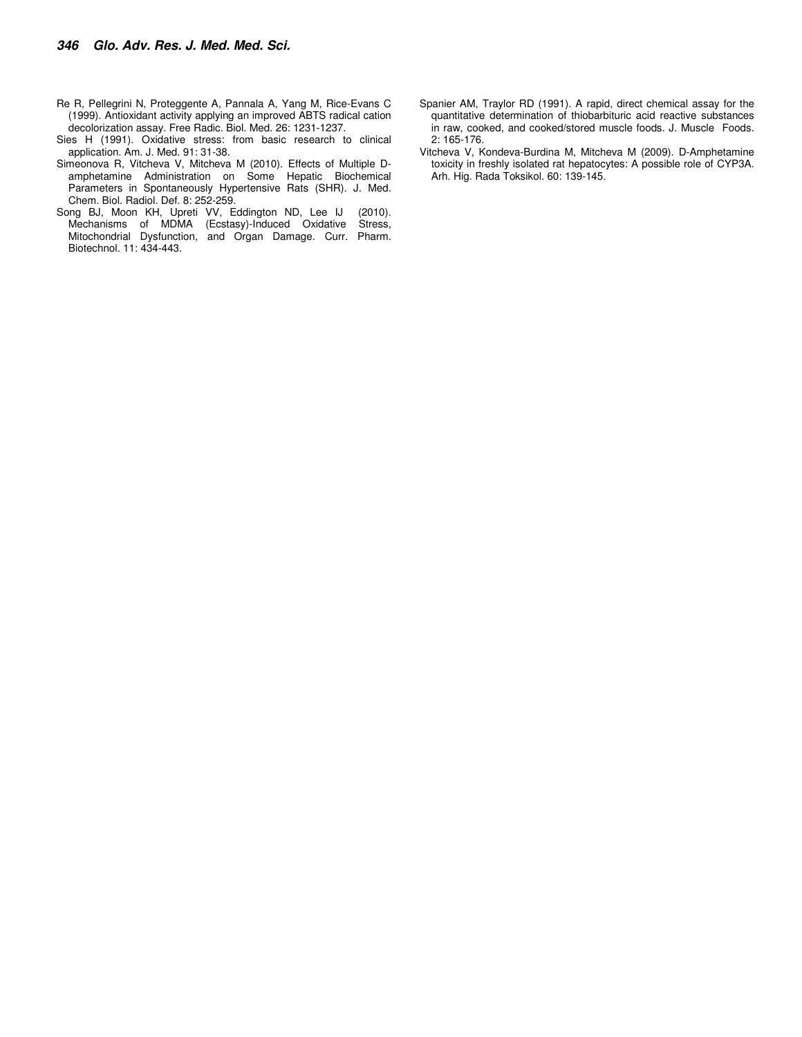Re R, Pellegrini N, Proteggente A, Pannala A, Yang M, Rice-Evans C (1999). Antioxidant activity applying an improved ABTS radical cation decolorization assay. Free Radic. Biol. Med. 26: 1231-1237.

Sies H (1991). Oxidative stress: from basic research to clinical application. Am. J. Med. 91: 31-38.

Simeonova R, Vitcheva V, Mitcheva M (2010). Effects of Multiple D-amphetamine Administration on Some Hepatic Biochemical Parameters in Spontaneously Hypertensive Rats (SHR). J. Med. Chem. Biol. Radiol. Def. 8: 252-259.

Song BJ, Moon KH, Upreti VV, Eddington ND, Lee IJ (2010). Mechanisms of MDMA (Ecstasy)-Induced Oxidative Stress, Mitochondrial Dysfunction, and Organ Damage. Curr. Pharm. Biotechnol. 11: 434-443.

Spanier AM, Traylor RD (1991). A rapid, direct chemical assay for the quantitative determination of thiobarbituric acid reactive substances in raw, cooked, and cooked/stored muscle foods. J. Muscle Foods. 2: 165-176.

Vitcheva V, Kondeva-Burdina M, Mitcheva M (2009). D-Amphetamine toxicity in freshly isolated rat hepatocytes: A possible role of CYP3A. Arh. Hig. Rada Toksikol. 60: 139-145.